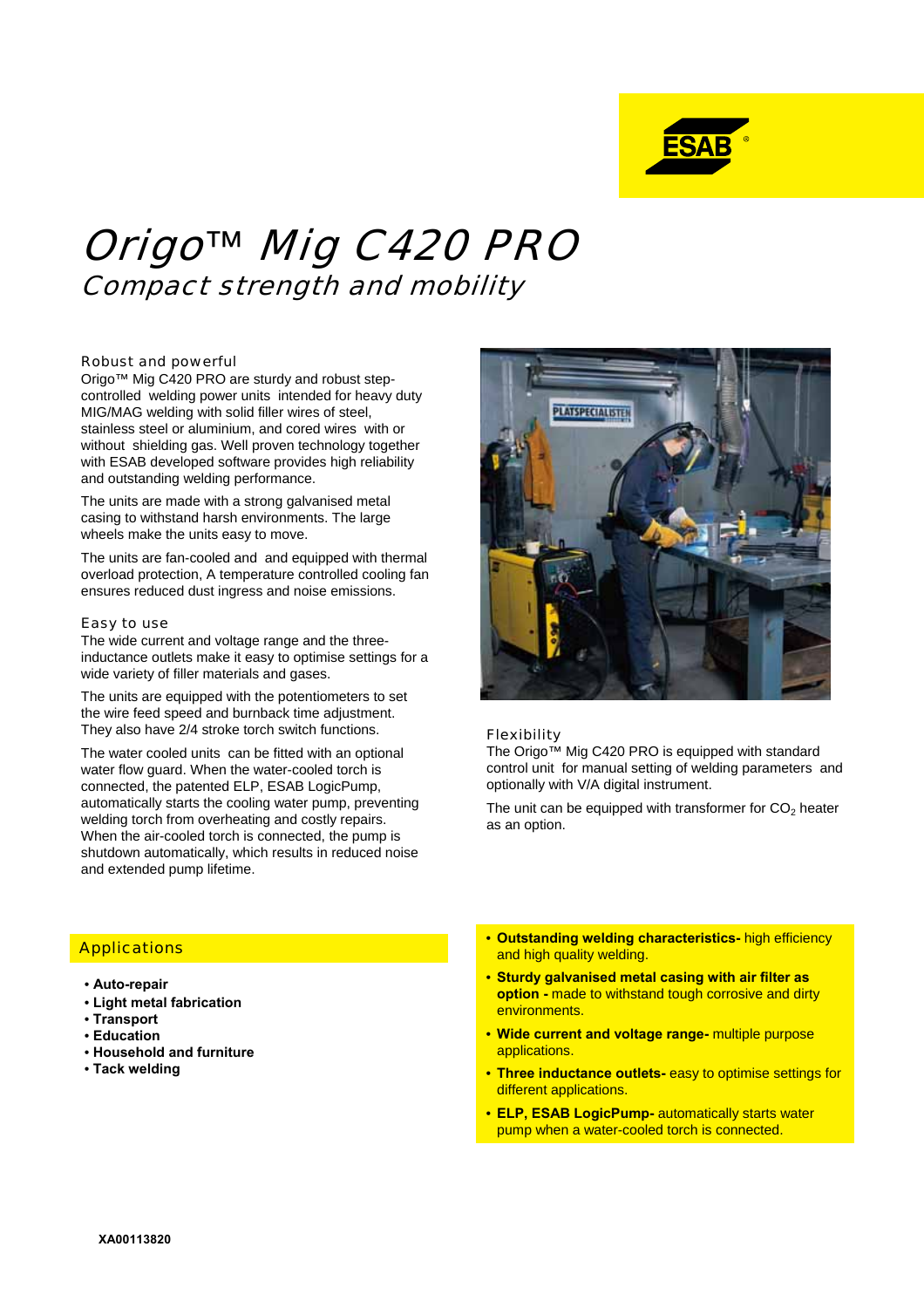# Origo™ Mig C420 PRO

## Compact strength and mobility

### Robust and powerful

Origo™ Mig C420 PRO are sturdy and robust step-controlled welding power units intended for heavy duty MIG/MAG welding with solid filler wires of steel, stainless steel or aluminium, and cored wires with or without shielding gas. Well proven technology together with ESAB developed software provides high reliability and outstanding welding performance.

The units are made with a strong galvanised metal casing to withstand harsh environments. The large wheels make the units easy to move.

The units are fan-cooled and and equipped with thermal overload protection, A temperature controlled cooling fan ensures reduced dust ingress and noise emissions.

### Easy to use

The wide current and voltage range and the three-inductance outlets make it easy to optimise settings for a wide variety of filler materials and gases.

The units are equipped with the potentiometers to set the wire feed speed and burnback time adjustment. They also have 2/4 stroke torch switch functions.

The water cooled units can be fitted with an optional water flow guard. When the water-cooled torch is connected, the patented ELP, ESAB LogicPump, automatically starts the cooling water pump, preventing welding torch from overheating and costly repairs. When the air-cooled torch is connected, the pump is shutdown automatically, which results in reduced noise and extended pump lifetime.

### Flexibility

The Origo™ Mig C420 PRO is equipped with standard control unit for manual setting of welding parameters and optionally with V/A digital instrument.

The unit can be equipped with transformer for $CO_2$ heater as an option.

### Applications

- **Auto-repair**
- **Light metal fabrication**
- **Transport**
- **Education**
- **Household and furniture**
- **Tack welding**

- **Outstanding welding characteristics-** high efficiency and high quality welding.
- **Sturdy galvanised metal casing with air filter as option -** made to withstand tough corrosive and dirty environments.
- **Wide current and voltage range-** multiple purpose applications.
- **Three inductance outlets-** easy to optimise settings for different applications.
- **ELP, ESAB LogicPump-** automatically starts water pump when a water-cooled torch is connected.

**XA00113820**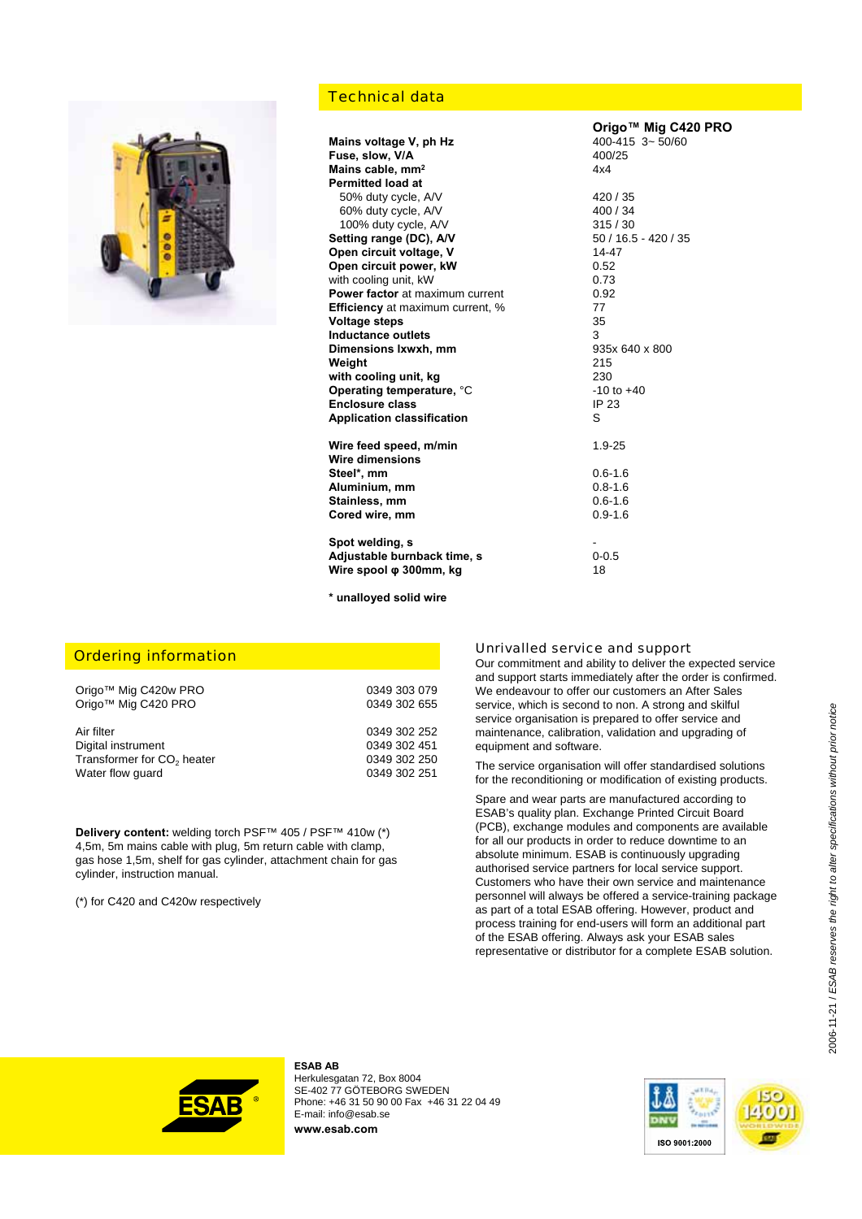## Technical data

| | Origo™ Mig C420 PRO |
|---|---|
| **Mains voltage V, ph Hz** | 400-415 3~ 50/60 |
| **Fuse, slow, V/A** | 400/25 |
| **Mains cable, mm²** | 4x4 |
| **Permitted load at** | |
| 50% duty cycle, A/V | 420 / 35 |
| 60% duty cycle, A/V | 400 / 34 |
| 100% duty cycle, A/V | 315 / 30 |
| **Setting range (DC), A/V** | 50 / 16.5 - 420 / 35 |
| **Open circuit voltage, V** | 14-47 |
| **Open circuit power, kW** | 0.52 |
| with cooling unit, kW | 0.73 |
| **Power factor** at maximum current | 0.92 |
| **Efficiency** at maximum current, % | 77 |
| **Voltage steps** | 35 |
| **Inductance outlets** | 3 |
| **Dimensions lxwxh, mm** | 935x 640 x 800 |
| **Weight** | 215 |
| **with cooling unit, kg** | 230 |
| **Operating temperature,** °C | -10 to +40 |
| **Enclosure class** | IP 23 |
| **Application classification** | S |
| **Wire feed speed, m/min** | 1.9-25 |
| **Wire dimensions** | |
| **Steel*, mm** | 0.6-1.6 |
| **Aluminium, mm** | 0.8-1.6 |
| **Stainless, mm** | 0.6-1.6 |
| **Cored wire, mm** | 0.9-1.6 |
| **Spot welding, s** | - |
| **Adjustable burnback time, s** | 0-0.5 |
| **Wire spool φ 300mm, kg** | 18 |

**\* unalloyed solid wire**

## Ordering information

| | |
|---|---|
| Origo™ Mig C420w PRO | 0349 303 079 |
| Origo™ Mig C420 PRO | 0349 302 655 |
| Air filter | 0349 302 252 |
| Digital instrument | 0349 302 451 |
| Transformer for $CO_2$ heater | 0349 302 250 |
| Water flow guard | 0349 302 251 |

**Delivery content:** welding torch PSF™ 405 / PSF™ 410w (*) 4,5m, 5m mains cable with plug, 5m return cable with clamp, gas hose 1,5m, shelf for gas cylinder, attachment chain for gas cylinder, instruction manual.

(*) for C420 and C420w respectively

## Unrivalled service and support

Our commitment and ability to deliver the expected service and support starts immediately after the order is confirmed. We endeavour to offer our customers an After Sales service, which is second to non. A strong and skilful service organisation is prepared to offer service and maintenance, calibration, validation and upgrading of equipment and software.

The service organisation will offer standardised solutions for the reconditioning or modification of existing products.

Spare and wear parts are manufactured according to ESAB's quality plan. Exchange Printed Circuit Board (PCB), exchange modules and components are available for all our products in order to reduce downtime to an absolute minimum. ESAB is continuously upgrading authorised service partners for local service support. Customers who have their own service and maintenance personnel will always be offered a service-training package as part of a total ESAB offering. However, product and process training for end-users will form an additional part of the ESAB offering. Always ask your ESAB sales representative or distributor for a complete ESAB solution.

*2006-11-21 / ESAB reserves the right to alter specifications without prior notice*

**ESAB AB**
Herkulesgatan 72, Box 8004
SE-402 77 GÖTEBORG SWEDEN
Phone: +46 31 50 90 00 Fax +46 31 22 04 49
E-mail: info@esab.se
**www.esab.com**

ISO 9001:2000